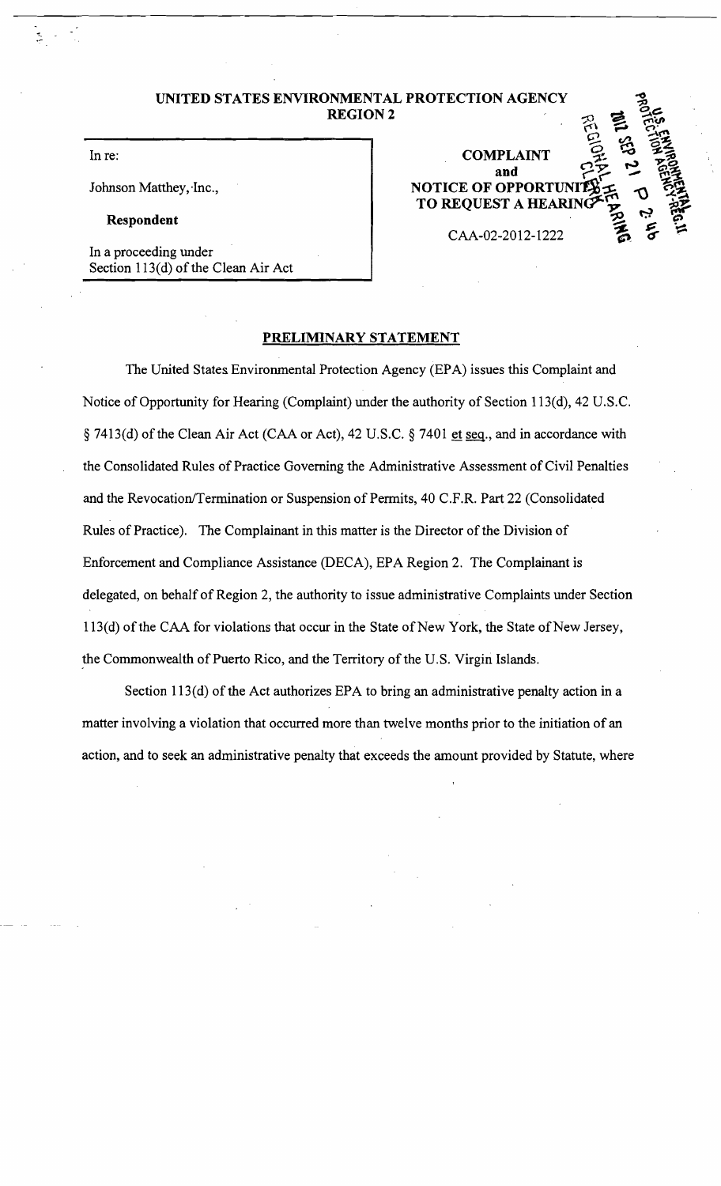**UNITED STATES ENVIRONMENTAL PROTECTION AGENCY**
**REGION 2**

In re:

Johnson Matthey, Inc.,

**Respondent**

In a proceeding under
Section 113(d) of the Clean Air Act

**COMPLAINT**
**and**
**NOTICE OF OPPORTUNITY**
**TO REQUEST A HEARING**

CAA-02-2012-1222

2012 SEP 21 P 2:46
REGIONAL HEARING CLERK
U.S. ENVIRONMENTAL PROTECTION AGENCY-REG.II

## PRELIMINARY STATEMENT

The United States Environmental Protection Agency (EPA) issues this Complaint and Notice of Opportunity for Hearing (Complaint) under the authority of Section 113(d), 42 U.S.C. § 7413(d) of the Clean Air Act (CAA or Act), 42 U.S.C. § 7401 et seq., and in accordance with the Consolidated Rules of Practice Governing the Administrative Assessment of Civil Penalties and the Revocation/Termination or Suspension of Permits, 40 C.F.R. Part 22 (Consolidated Rules of Practice). The Complainant in this matter is the Director of the Division of Enforcement and Compliance Assistance (DECA), EPA Region 2. The Complainant is delegated, on behalf of Region 2, the authority to issue administrative Complaints under Section 113(d) of the CAA for violations that occur in the State of New York, the State of New Jersey, the Commonwealth of Puerto Rico, and the Territory of the U.S. Virgin Islands.

Section 113(d) of the Act authorizes EPA to bring an administrative penalty action in a matter involving a violation that occurred more than twelve months prior to the initiation of an action, and to seek an administrative penalty that exceeds the amount provided by Statute, where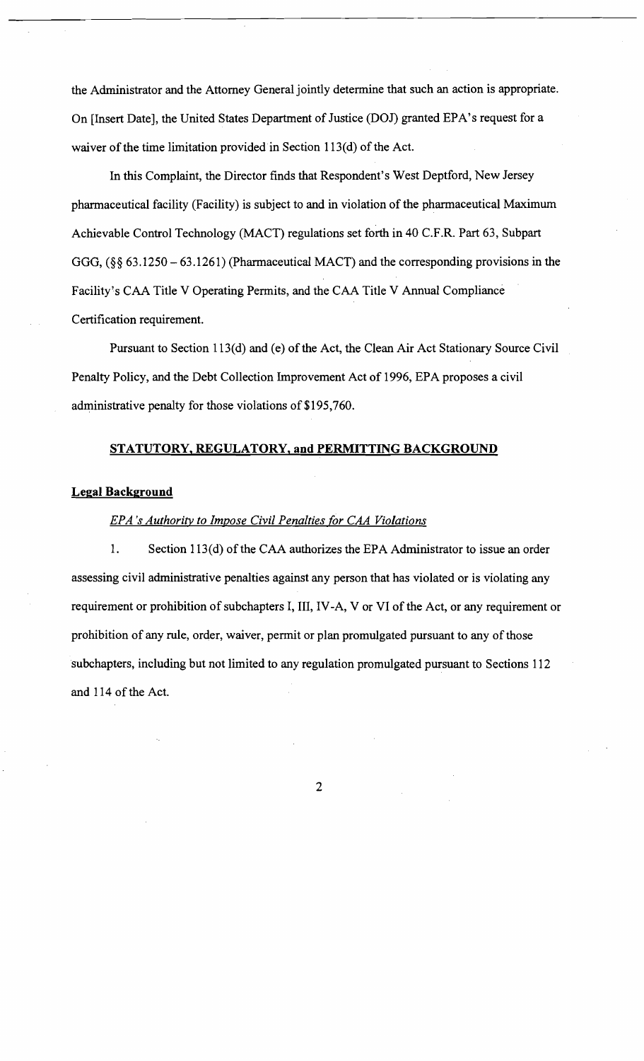the Administrator and the Attorney General jointly determine that such an action is appropriate. On [Insert Date], the United States Department of Justice (DOJ) granted EPA's request for a waiver of the time limitation provided in Section 113(d) of the Act.

In this Complaint, the Director finds that Respondent's West Deptford, New Jersey pharmaceutical facility (Facility) is subject to and in violation of the pharmaceutical Maximum Achievable Control Technology (MACT) regulations set forth in 40 C.F.R. Part 63, Subpart GGG, (§§ 63.1250 – 63.1261) (Pharmaceutical MACT) and the corresponding provisions in the Facility's CAA Title V Operating Permits, and the CAA Title V Annual Compliance Certification requirement.

Pursuant to Section 113(d) and (e) of the Act, the Clean Air Act Stationary Source Civil Penalty Policy, and the Debt Collection Improvement Act of 1996, EPA proposes a civil administrative penalty for those violations of $195,760.

## STATUTORY, REGULATORY, and PERMITTING BACKGROUND

### Legal Background

*EPA's Authority to Impose Civil Penalties for CAA Violations*

1. Section 113(d) of the CAA authorizes the EPA Administrator to issue an order assessing civil administrative penalties against any person that has violated or is violating any requirement or prohibition of subchapters I, III, IV-A, V or VI of the Act, or any requirement or prohibition of any rule, order, waiver, permit or plan promulgated pursuant to any of those subchapters, including but not limited to any regulation promulgated pursuant to Sections 112 and 114 of the Act.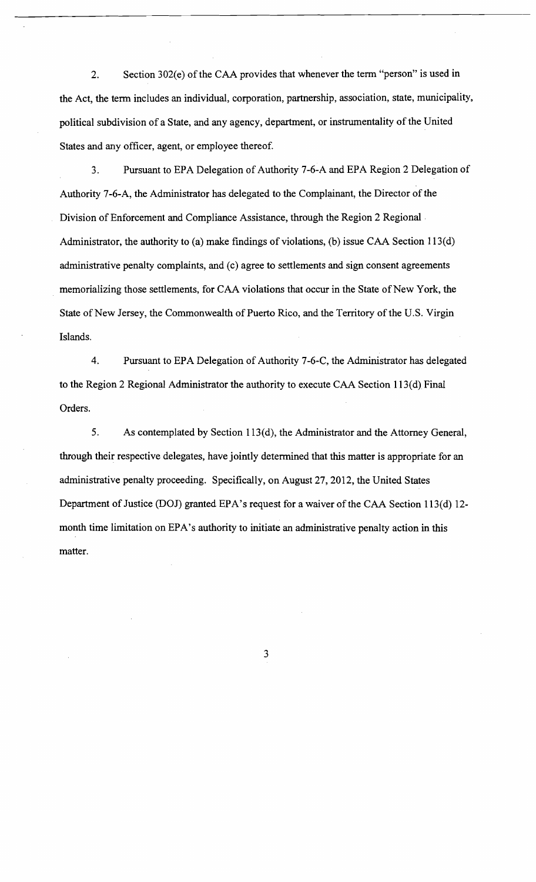2. Section 302(e) of the CAA provides that whenever the term "person" is used in the Act, the term includes an individual, corporation, partnership, association, state, municipality, political subdivision of a State, and any agency, department, or instrumentality of the United States and any officer, agent, or employee thereof.

3. Pursuant to EPA Delegation of Authority 7-6-A and EPA Region 2 Delegation of Authority 7-6-A, the Administrator has delegated to the Complainant, the Director of the Division of Enforcement and Compliance Assistance, through the Region 2 Regional Administrator, the authority to (a) make findings of violations, (b) issue CAA Section 113(d) administrative penalty complaints, and (c) agree to settlements and sign consent agreements memorializing those settlements, for CAA violations that occur in the State of New York, the State of New Jersey, the Commonwealth of Puerto Rico, and the Territory of the U.S. Virgin Islands.

4. Pursuant to EPA Delegation of Authority 7-6-C, the Administrator has delegated to the Region 2 Regional Administrator the authority to execute CAA Section 113(d) Final Orders.

5. As contemplated by Section 113(d), the Administrator and the Attorney General, through their respective delegates, have jointly determined that this matter is appropriate for an administrative penalty proceeding. Specifically, on August 27, 2012, the United States Department of Justice (DOJ) granted EPA's request for a waiver of the CAA Section 113(d) 12-month time limitation on EPA's authority to initiate an administrative penalty action in this matter.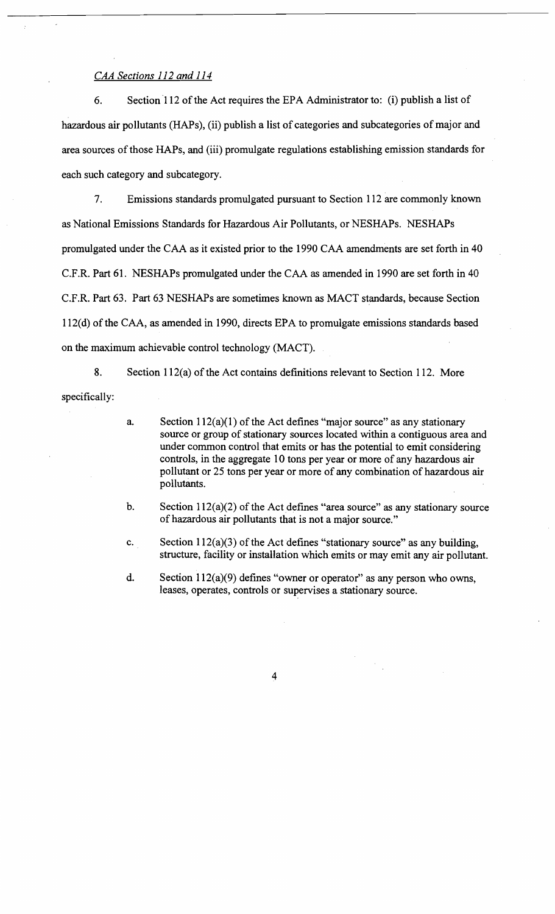*CAA Sections 112 and 114*

6. Section 112 of the Act requires the EPA Administrator to: (i) publish a list of hazardous air pollutants (HAPs), (ii) publish a list of categories and subcategories of major and area sources of those HAPs, and (iii) promulgate regulations establishing emission standards for each such category and subcategory.

7. Emissions standards promulgated pursuant to Section 112 are commonly known as National Emissions Standards for Hazardous Air Pollutants, or NESHAPs. NESHAPs promulgated under the CAA as it existed prior to the 1990 CAA amendments are set forth in 40 C.F.R. Part 61. NESHAPs promulgated under the CAA as amended in 1990 are set forth in 40 C.F.R. Part 63. Part 63 NESHAPs are sometimes known as MACT standards, because Section 112(d) of the CAA, as amended in 1990, directs EPA to promulgate emissions standards based on the maximum achievable control technology (MACT).

8. Section 112(a) of the Act contains definitions relevant to Section 112. More specifically:

   a. Section 112(a)(1) of the Act defines "major source" as any stationary source or group of stationary sources located within a contiguous area and under common control that emits or has the potential to emit considering controls, in the aggregate 10 tons per year or more of any hazardous air pollutant or 25 tons per year or more of any combination of hazardous air pollutants.

   b. Section 112(a)(2) of the Act defines "area source" as any stationary source of hazardous air pollutants that is not a major source."

   c. Section 112(a)(3) of the Act defines "stationary source" as any building, structure, facility or installation which emits or may emit any air pollutant.

   d. Section 112(a)(9) defines "owner or operator" as any person who owns, leases, operates, controls or supervises a stationary source.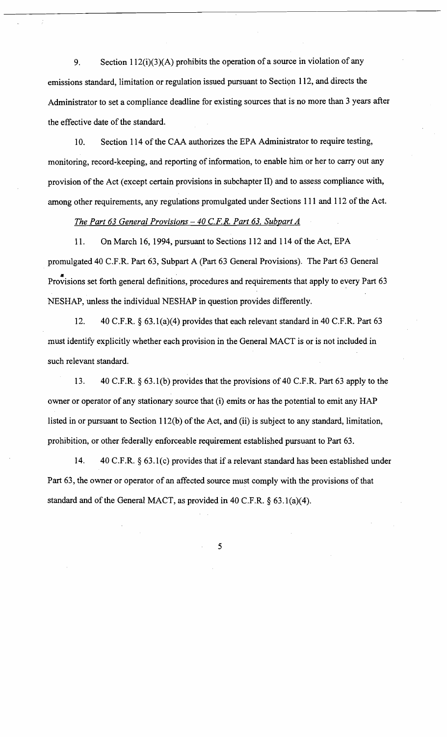9. Section 112(i)(3)(A) prohibits the operation of a source in violation of any emissions standard, limitation or regulation issued pursuant to Section 112, and directs the Administrator to set a compliance deadline for existing sources that is no more than 3 years after the effective date of the standard.

10. Section 114 of the CAA authorizes the EPA Administrator to require testing, monitoring, record-keeping, and reporting of information, to enable him or her to carry out any provision of the Act (except certain provisions in subchapter II) and to assess compliance with, among other requirements, any regulations promulgated under Sections 111 and 112 of the Act.

*The Part 63 General Provisions – 40 C.F.R. Part 63, Subpart A*

11. On March 16, 1994, pursuant to Sections 112 and 114 of the Act, EPA promulgated 40 C.F.R. Part 63, Subpart A (Part 63 General Provisions). The Part 63 General Provisions set forth general definitions, procedures and requirements that apply to every Part 63 NESHAP, unless the individual NESHAP in question provides differently.

12. 40 C.F.R. § 63.1(a)(4) provides that each relevant standard in 40 C.F.R. Part 63 must identify explicitly whether each provision in the General MACT is or is not included in such relevant standard.

13. 40 C.F.R. § 63.1(b) provides that the provisions of 40 C.F.R. Part 63 apply to the owner or operator of any stationary source that (i) emits or has the potential to emit any HAP listed in or pursuant to Section 112(b) of the Act, and (ii) is subject to any standard, limitation, prohibition, or other federally enforceable requirement established pursuant to Part 63.

14. 40 C.F.R. § 63.1(c) provides that if a relevant standard has been established under Part 63, the owner or operator of an affected source must comply with the provisions of that standard and of the General MACT, as provided in 40 C.F.R. § 63.1(a)(4).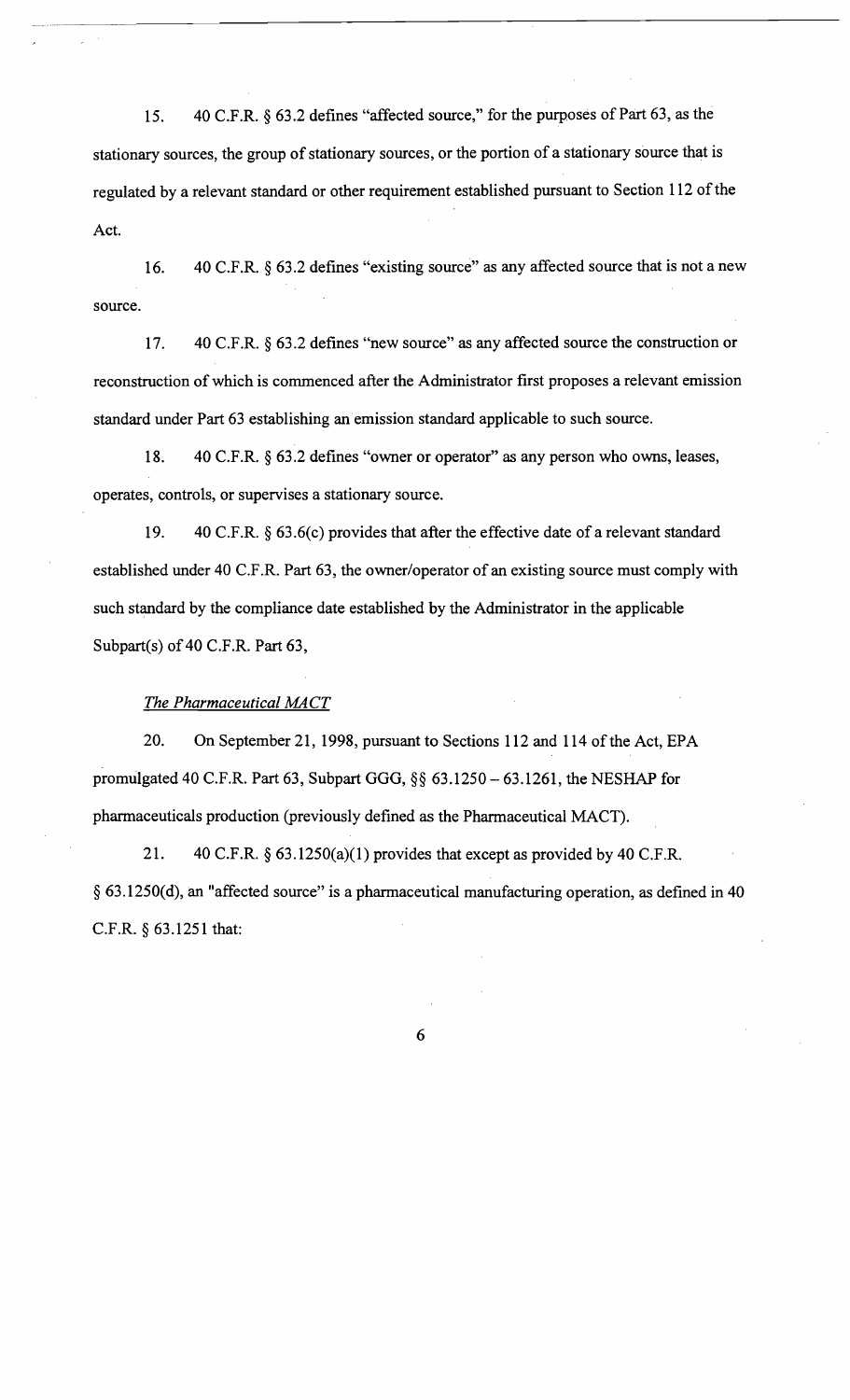15. 40 C.F.R. § 63.2 defines "affected source," for the purposes of Part 63, as the stationary sources, the group of stationary sources, or the portion of a stationary source that is regulated by a relevant standard or other requirement established pursuant to Section 112 of the Act.

16. 40 C.F.R. § 63.2 defines "existing source" as any affected source that is not a new source.

17. 40 C.F.R. § 63.2 defines "new source" as any affected source the construction or reconstruction of which is commenced after the Administrator first proposes a relevant emission standard under Part 63 establishing an emission standard applicable to such source.

18. 40 C.F.R. § 63.2 defines "owner or operator" as any person who owns, leases, operates, controls, or supervises a stationary source.

19. 40 C.F.R. § 63.6(c) provides that after the effective date of a relevant standard established under 40 C.F.R. Part 63, the owner/operator of an existing source must comply with such standard by the compliance date established by the Administrator in the applicable Subpart(s) of 40 C.F.R. Part 63,

*The Pharmaceutical MACT*

20. On September 21, 1998, pursuant to Sections 112 and 114 of the Act, EPA promulgated 40 C.F.R. Part 63, Subpart GGG, §§ 63.1250 – 63.1261, the NESHAP for pharmaceuticals production (previously defined as the Pharmaceutical MACT).

21. 40 C.F.R. § 63.1250(a)(1) provides that except as provided by 40 C.F.R. § 63.1250(d), an "affected source" is a pharmaceutical manufacturing operation, as defined in 40 C.F.R. § 63.1251 that: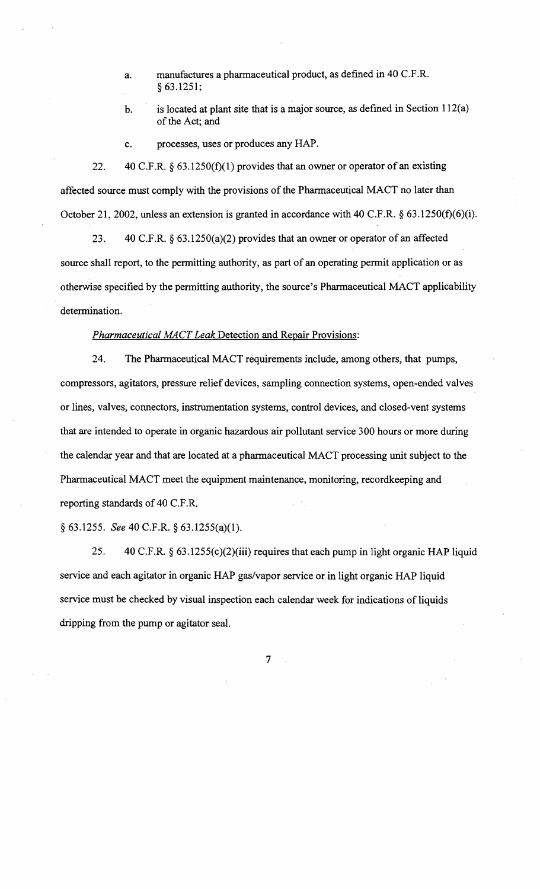a. manufactures a pharmaceutical product, as defined in 40 C.F.R. § 63.1251;

b. is located at plant site that is a major source, as defined in Section 112(a) of the Act; and

c. processes, uses or produces any HAP.

22. 40 C.F.R. § 63.1250(f)(1) provides that an owner or operator of an existing affected source must comply with the provisions of the Pharmaceutical MACT no later than October 21, 2002, unless an extension is granted in accordance with 40 C.F.R. § 63.1250(f)(6)(i).

23. 40 C.F.R. § 63.1250(a)(2) provides that an owner or operator of an affected source shall report, to the permitting authority, as part of an operating permit application or as otherwise specified by the permitting authority, the source's Pharmaceutical MACT applicability determination.

*Pharmaceutical MACT Leak* Detection and Repair Provisions:

24. The Pharmaceutical MACT requirements include, among others, that pumps, compressors, agitators, pressure relief devices, sampling connection systems, open-ended valves or lines, valves, connectors, instrumentation systems, control devices, and closed-vent systems that are intended to operate in organic hazardous air pollutant service 300 hours or more during the calendar year and that are located at a pharmaceutical MACT processing unit subject to the Pharmaceutical MACT meet the equipment maintenance, monitoring, recordkeeping and reporting standards of 40 C.F.R.

§ 63.1255. *See* 40 C.F.R. § 63.1255(a)(1).

25. 40 C.F.R. § 63.1255(c)(2)(iii) requires that each pump in light organic HAP liquid service and each agitator in organic HAP gas/vapor service or in light organic HAP liquid service must be checked by visual inspection each calendar week for indications of liquids dripping from the pump or agitator seal.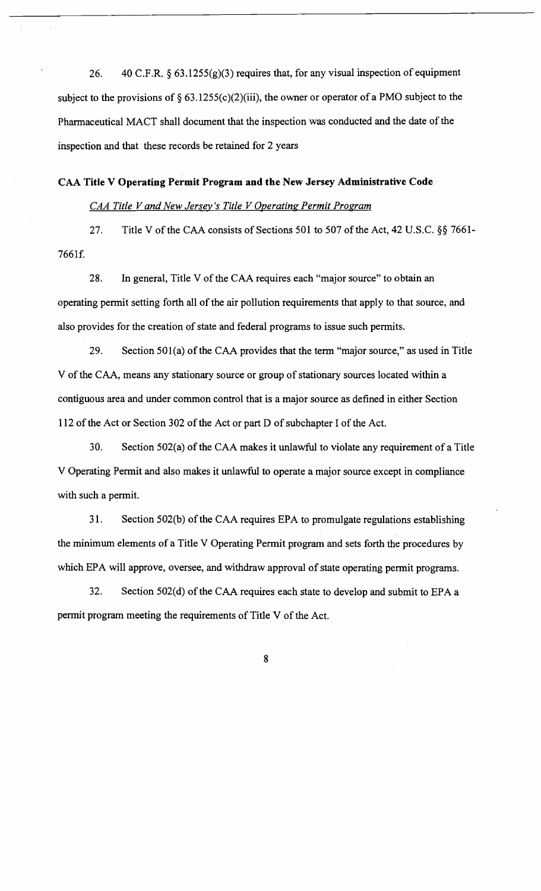26. 40 C.F.R. § 63.1255(g)(3) requires that, for any visual inspection of equipment subject to the provisions of § 63.1255(c)(2)(iii), the owner or operator of a PMO subject to the Pharmaceutical MACT shall document that the inspection was conducted and the date of the inspection and that these records be retained for 2 years

**CAA Title V Operating Permit Program and the New Jersey Administrative Code**

*CAA Title V and New Jersey's Title V Operating Permit Program*

27. Title V of the CAA consists of Sections 501 to 507 of the Act, 42 U.S.C. §§ 7661-7661f.

28. In general, Title V of the CAA requires each "major source" to obtain an operating permit setting forth all of the air pollution requirements that apply to that source, and also provides for the creation of state and federal programs to issue such permits.

29. Section 501(a) of the CAA provides that the term "major source," as used in Title V of the CAA, means any stationary source or group of stationary sources located within a contiguous area and under common control that is a major source as defined in either Section 112 of the Act or Section 302 of the Act or part D of subchapter I of the Act.

30. Section 502(a) of the CAA makes it unlawful to violate any requirement of a Title V Operating Permit and also makes it unlawful to operate a major source except in compliance with such a permit.

31. Section 502(b) of the CAA requires EPA to promulgate regulations establishing the minimum elements of a Title V Operating Permit program and sets forth the procedures by which EPA will approve, oversee, and withdraw approval of state operating permit programs.

32. Section 502(d) of the CAA requires each state to develop and submit to EPA a permit program meeting the requirements of Title V of the Act.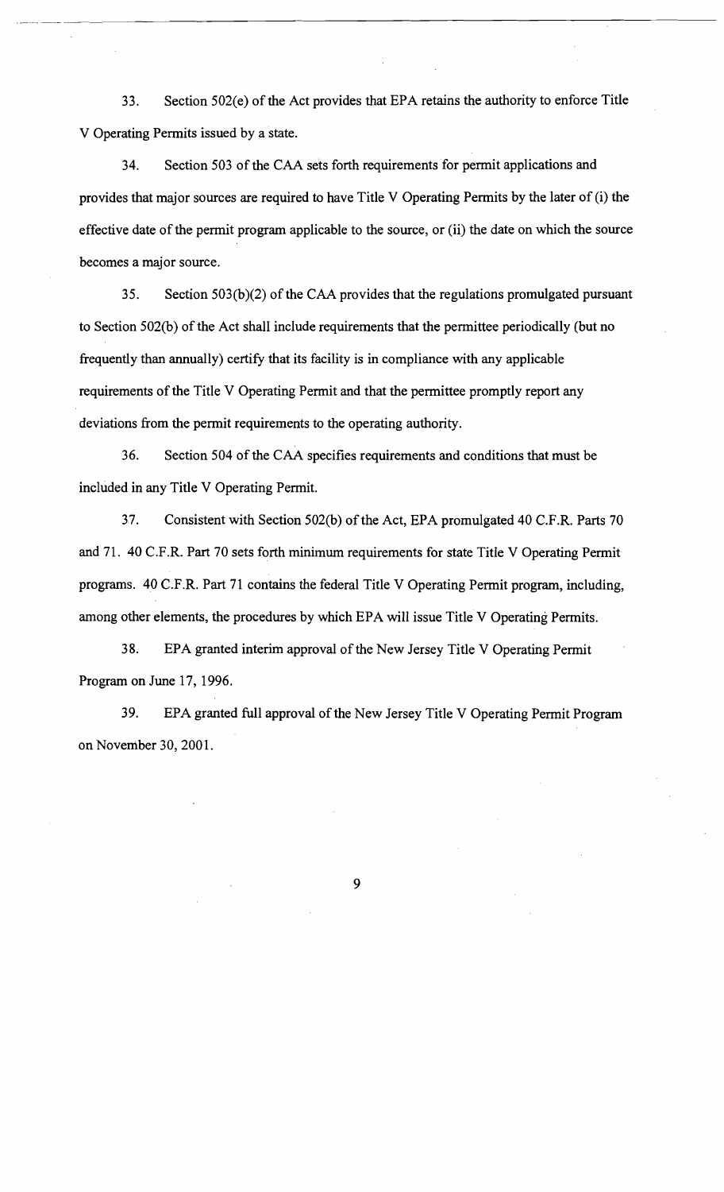33. Section 502(e) of the Act provides that EPA retains the authority to enforce Title V Operating Permits issued by a state.

34. Section 503 of the CAA sets forth requirements for permit applications and provides that major sources are required to have Title V Operating Permits by the later of (i) the effective date of the permit program applicable to the source, or (ii) the date on which the source becomes a major source.

35. Section 503(b)(2) of the CAA provides that the regulations promulgated pursuant to Section 502(b) of the Act shall include requirements that the permittee periodically (but no frequently than annually) certify that its facility is in compliance with any applicable requirements of the Title V Operating Permit and that the permittee promptly report any deviations from the permit requirements to the operating authority.

36. Section 504 of the CAA specifies requirements and conditions that must be included in any Title V Operating Permit.

37. Consistent with Section 502(b) of the Act, EPA promulgated 40 C.F.R. Parts 70 and 71. 40 C.F.R. Part 70 sets forth minimum requirements for state Title V Operating Permit programs. 40 C.F.R. Part 71 contains the federal Title V Operating Permit program, including, among other elements, the procedures by which EPA will issue Title V Operating Permits.

38. EPA granted interim approval of the New Jersey Title V Operating Permit Program on June 17, 1996.

39. EPA granted full approval of the New Jersey Title V Operating Permit Program on November 30, 2001.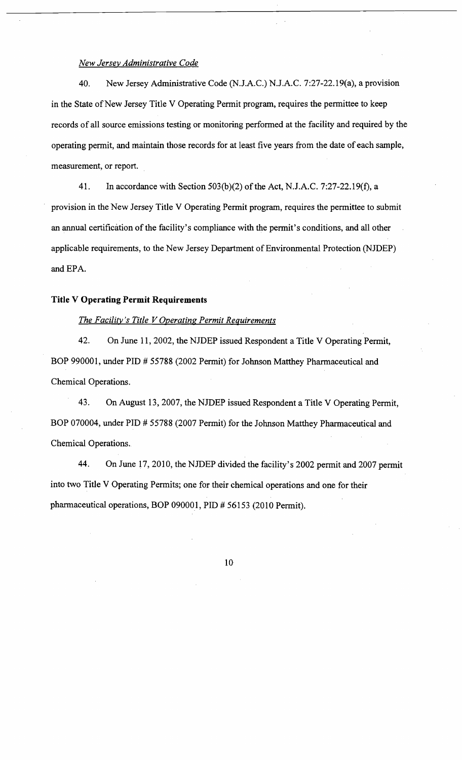*New Jersey Administrative Code*

40. New Jersey Administrative Code (N.J.A.C.) N.J.A.C. 7:27-22.19(a), a provision in the State of New Jersey Title V Operating Permit program, requires the permittee to keep records of all source emissions testing or monitoring performed at the facility and required by the operating permit, and maintain those records for at least five years from the date of each sample, measurement, or report.

41. In accordance with Section 503(b)(2) of the Act, N.J.A.C. 7:27-22.19(f), a provision in the New Jersey Title V Operating Permit program, requires the permittee to submit an annual certification of the facility's compliance with the permit's conditions, and all other applicable requirements, to the New Jersey Department of Environmental Protection (NJDEP) and EPA.

**Title V Operating Permit Requirements**

*The Facility's Title V Operating Permit Requirements*

42. On June 11, 2002, the NJDEP issued Respondent a Title V Operating Permit, BOP 990001, under PID # 55788 (2002 Permit) for Johnson Matthey Pharmaceutical and Chemical Operations.

43. On August 13, 2007, the NJDEP issued Respondent a Title V Operating Permit, BOP 070004, under PID # 55788 (2007 Permit) for the Johnson Matthey Pharmaceutical and Chemical Operations.

44. On June 17, 2010, the NJDEP divided the facility's 2002 permit and 2007 permit into two Title V Operating Permits; one for their chemical operations and one for their pharmaceutical operations, BOP 090001, PID # 56153 (2010 Permit).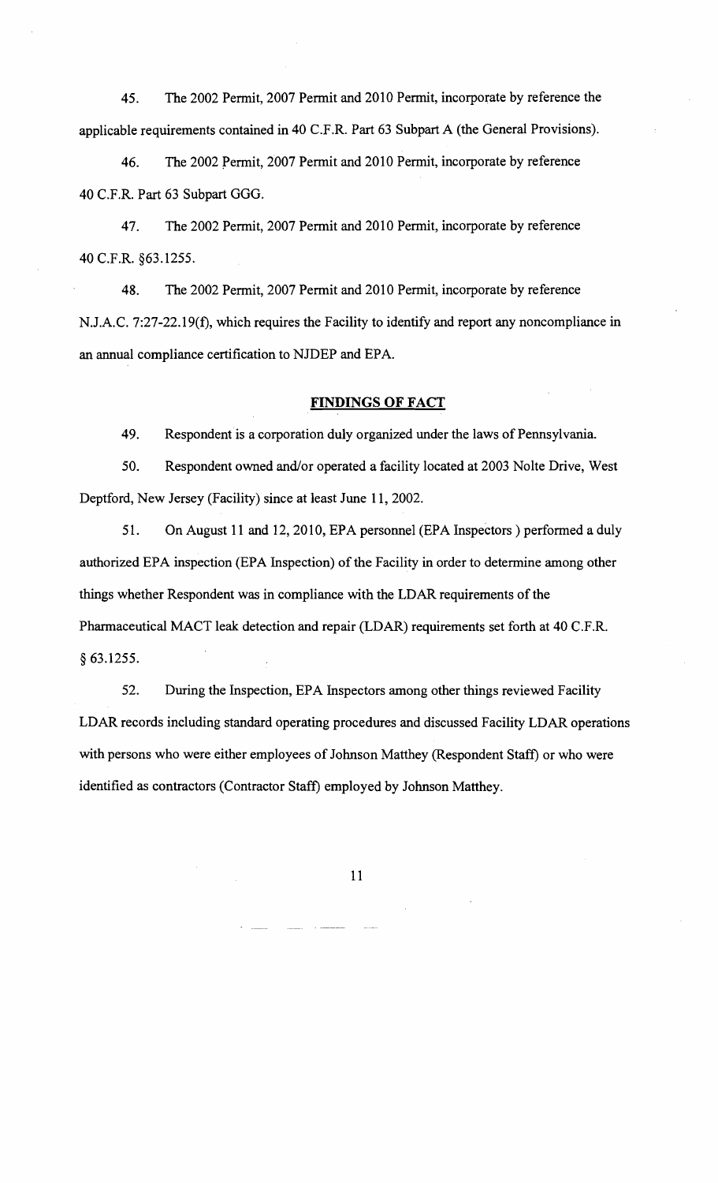45. The 2002 Permit, 2007 Permit and 2010 Permit, incorporate by reference the applicable requirements contained in 40 C.F.R. Part 63 Subpart A (the General Provisions).

46. The 2002 Permit, 2007 Permit and 2010 Permit, incorporate by reference 40 C.F.R. Part 63 Subpart GGG.

47. The 2002 Permit, 2007 Permit and 2010 Permit, incorporate by reference 40 C.F.R. §63.1255.

48. The 2002 Permit, 2007 Permit and 2010 Permit, incorporate by reference N.J.A.C. 7:27-22.19(f), which requires the Facility to identify and report any noncompliance in an annual compliance certification to NJDEP and EPA.

## FINDINGS OF FACT

49. Respondent is a corporation duly organized under the laws of Pennsylvania.

50. Respondent owned and/or operated a facility located at 2003 Nolte Drive, West Deptford, New Jersey (Facility) since at least June 11, 2002.

51. On August 11 and 12, 2010, EPA personnel (EPA Inspectors ) performed a duly authorized EPA inspection (EPA Inspection) of the Facility in order to determine among other things whether Respondent was in compliance with the LDAR requirements of the Pharmaceutical MACT leak detection and repair (LDAR) requirements set forth at 40 C.F.R. § 63.1255.

52. During the Inspection, EPA Inspectors among other things reviewed Facility LDAR records including standard operating procedures and discussed Facility LDAR operations with persons who were either employees of Johnson Matthey (Respondent Staff) or who were identified as contractors (Contractor Staff) employed by Johnson Matthey.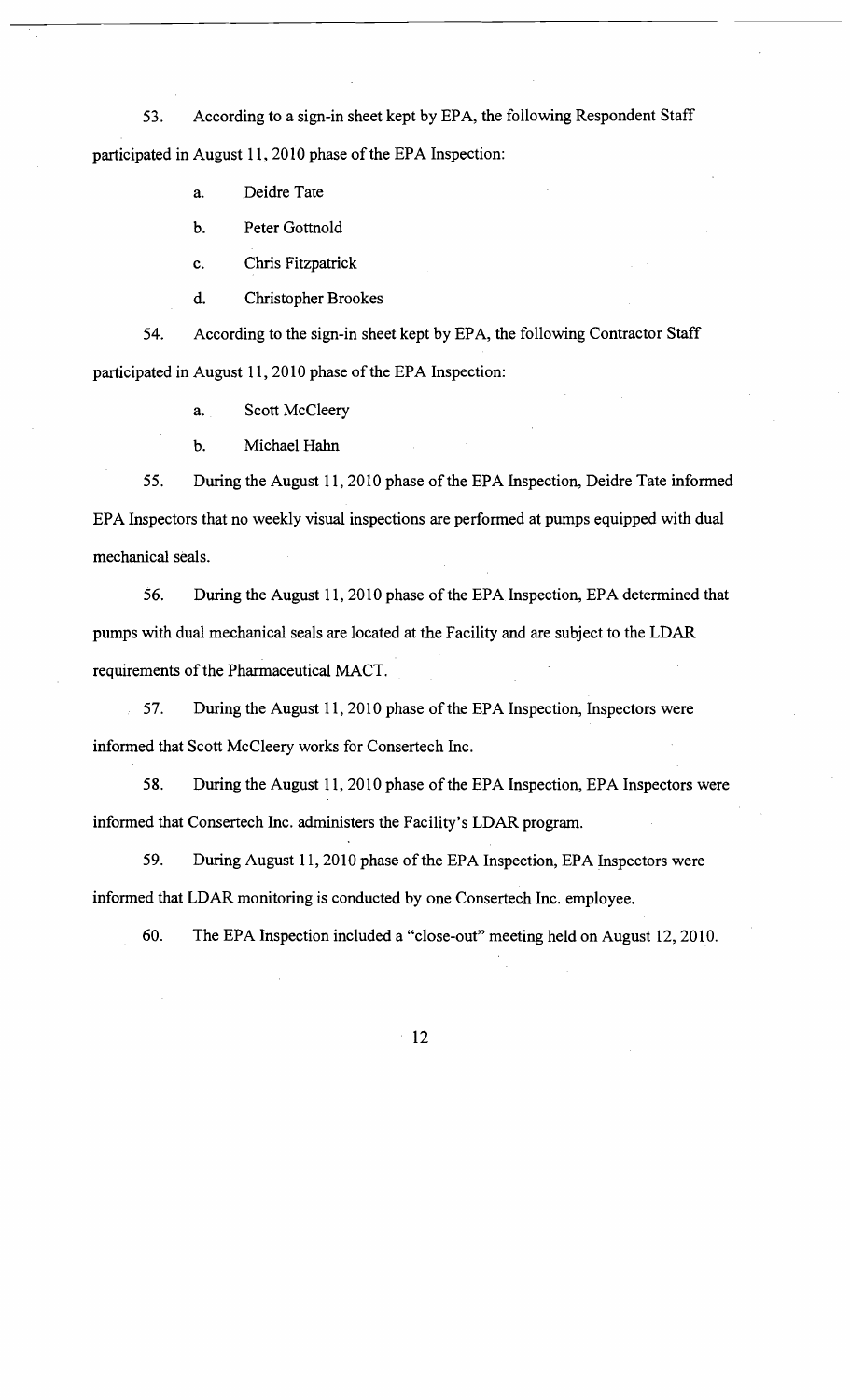53. According to a sign-in sheet kept by EPA, the following Respondent Staff participated in August 11, 2010 phase of the EPA Inspection:

a. Deidre Tate

b. Peter Gottnold

c. Chris Fitzpatrick

d. Christopher Brookes

54. According to the sign-in sheet kept by EPA, the following Contractor Staff participated in August 11, 2010 phase of the EPA Inspection:

a. Scott McCleery

b. Michael Hahn

55. During the August 11, 2010 phase of the EPA Inspection, Deidre Tate informed EPA Inspectors that no weekly visual inspections are performed at pumps equipped with dual mechanical seals.

56. During the August 11, 2010 phase of the EPA Inspection, EPA determined that pumps with dual mechanical seals are located at the Facility and are subject to the LDAR requirements of the Pharmaceutical MACT.

57. During the August 11, 2010 phase of the EPA Inspection, Inspectors were informed that Scott McCleery works for Consertech Inc.

58. During the August 11, 2010 phase of the EPA Inspection, EPA Inspectors were informed that Consertech Inc. administers the Facility's LDAR program.

59. During August 11, 2010 phase of the EPA Inspection, EPA Inspectors were informed that LDAR monitoring is conducted by one Consertech Inc. employee.

60. The EPA Inspection included a "close-out" meeting held on August 12, 2010.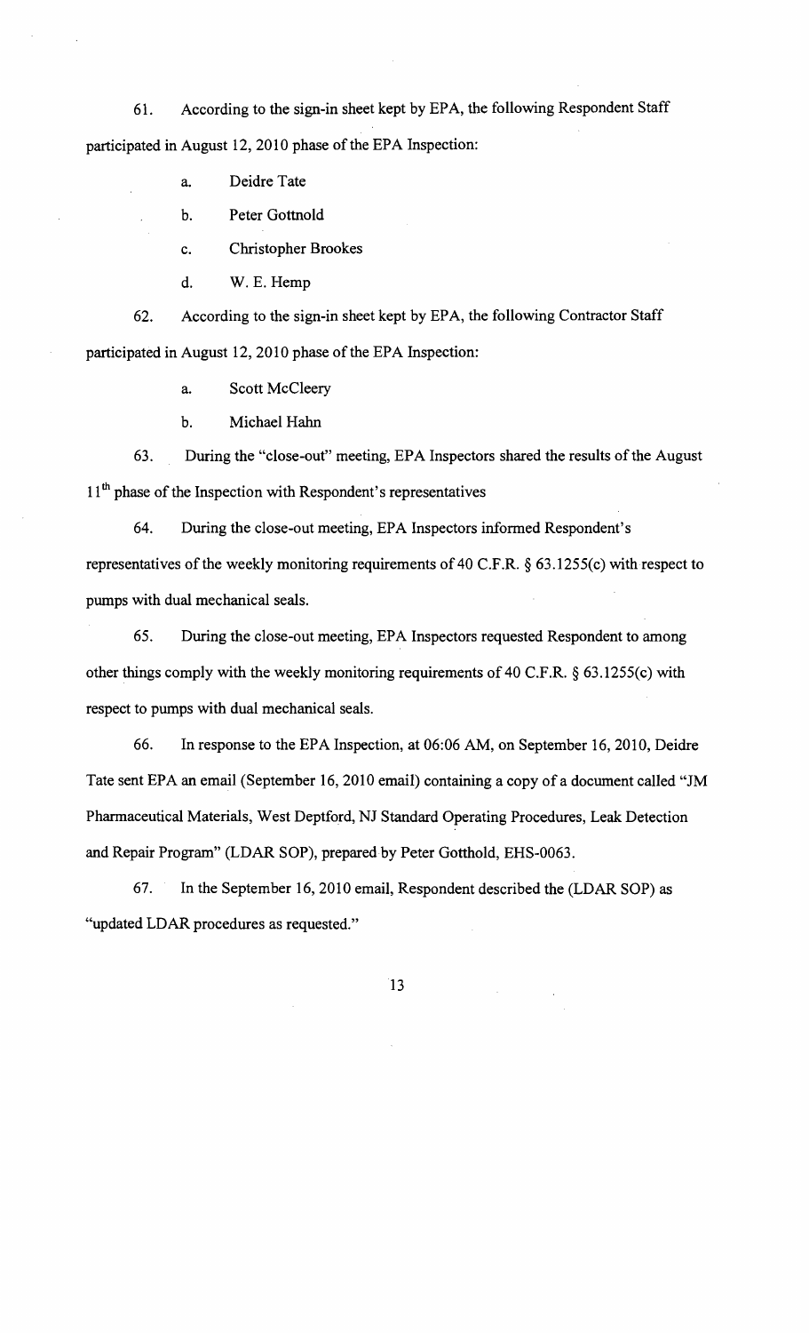61. According to the sign-in sheet kept by EPA, the following Respondent Staff participated in August 12, 2010 phase of the EPA Inspection:

   a. Deidre Tate

   b. Peter Gottnold

   c. Christopher Brookes

   d. W. E. Hemp

62. According to the sign-in sheet kept by EPA, the following Contractor Staff participated in August 12, 2010 phase of the EPA Inspection:

   a. Scott McCleery

   b. Michael Hahn

63. During the "close-out" meeting, EPA Inspectors shared the results of the August 11th phase of the Inspection with Respondent's representatives

64. During the close-out meeting, EPA Inspectors informed Respondent's representatives of the weekly monitoring requirements of 40 C.F.R. § 63.1255(c) with respect to pumps with dual mechanical seals.

65. During the close-out meeting, EPA Inspectors requested Respondent to among other things comply with the weekly monitoring requirements of 40 C.F.R. § 63.1255(c) with respect to pumps with dual mechanical seals.

66. In response to the EPA Inspection, at 06:06 AM, on September 16, 2010, Deidre Tate sent EPA an email (September 16, 2010 email) containing a copy of a document called "JM Pharmaceutical Materials, West Deptford, NJ Standard Operating Procedures, Leak Detection and Repair Program" (LDAR SOP), prepared by Peter Gotthold, EHS-0063.

67. In the September 16, 2010 email, Respondent described the (LDAR SOP) as "updated LDAR procedures as requested."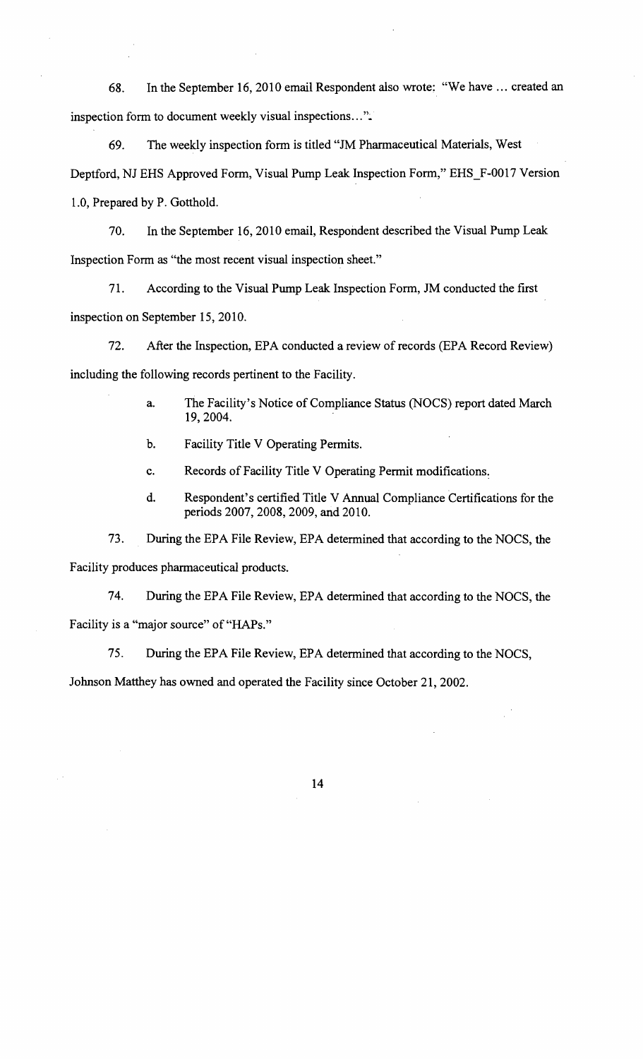68. In the September 16, 2010 email Respondent also wrote: "We have ... created an inspection form to document weekly visual inspections...".

69. The weekly inspection form is titled "JM Pharmaceutical Materials, West Deptford, NJ EHS Approved Form, Visual Pump Leak Inspection Form," EHS_F-0017 Version 1.0, Prepared by P. Gotthold.

70. In the September 16, 2010 email, Respondent described the Visual Pump Leak Inspection Form as "the most recent visual inspection sheet."

71. According to the Visual Pump Leak Inspection Form, JM conducted the first inspection on September 15, 2010.

72. After the Inspection, EPA conducted a review of records (EPA Record Review) including the following records pertinent to the Facility.

   a. The Facility's Notice of Compliance Status (NOCS) report dated March 19, 2004.

   b. Facility Title V Operating Permits.

   c. Records of Facility Title V Operating Permit modifications.

   d. Respondent's certified Title V Annual Compliance Certifications for the periods 2007, 2008, 2009, and 2010.

73. During the EPA File Review, EPA determined that according to the NOCS, the Facility produces pharmaceutical products.

74. During the EPA File Review, EPA determined that according to the NOCS, the Facility is a "major source" of "HAPs."

75. During the EPA File Review, EPA determined that according to the NOCS, Johnson Matthey has owned and operated the Facility since October 21, 2002.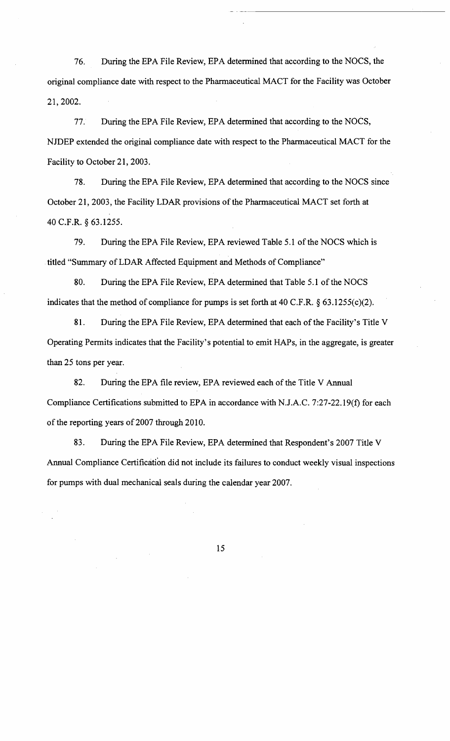76. During the EPA File Review, EPA determined that according to the NOCS, the original compliance date with respect to the Pharmaceutical MACT for the Facility was October 21, 2002.

77. During the EPA File Review, EPA determined that according to the NOCS, NJDEP extended the original compliance date with respect to the Pharmaceutical MACT for the Facility to October 21, 2003.

78. During the EPA File Review, EPA determined that according to the NOCS since October 21, 2003, the Facility LDAR provisions of the Pharmaceutical MACT set forth at 40 C.F.R. § 63.1255.

79. During the EPA File Review, EPA reviewed Table 5.1 of the NOCS which is titled "Summary of LDAR Affected Equipment and Methods of Compliance"

80. During the EPA File Review, EPA determined that Table 5.1 of the NOCS indicates that the method of compliance for pumps is set forth at 40 C.F.R. § 63.1255(c)(2).

81. During the EPA File Review, EPA determined that each of the Facility's Title V Operating Permits indicates that the Facility's potential to emit HAPs, in the aggregate, is greater than 25 tons per year.

82. During the EPA file review, EPA reviewed each of the Title V Annual Compliance Certifications submitted to EPA in accordance with N.J.A.C. 7:27-22.19(f) for each of the reporting years of 2007 through 2010.

83. During the EPA File Review, EPA determined that Respondent's 2007 Title V Annual Compliance Certification did not include its failures to conduct weekly visual inspections for pumps with dual mechanical seals during the calendar year 2007.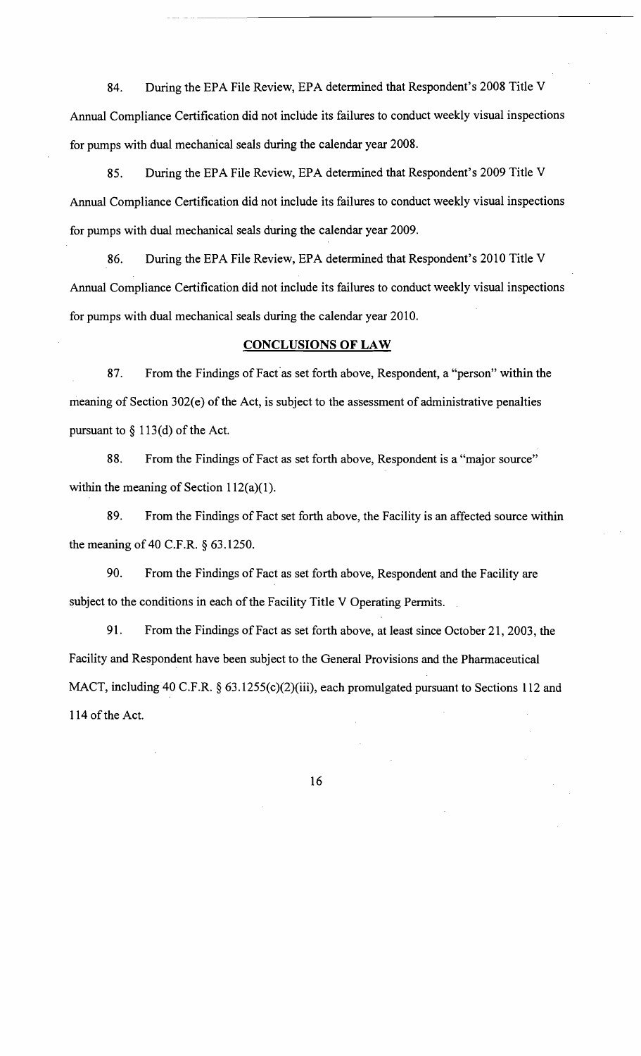84. During the EPA File Review, EPA determined that Respondent's 2008 Title V Annual Compliance Certification did not include its failures to conduct weekly visual inspections for pumps with dual mechanical seals during the calendar year 2008.

85. During the EPA File Review, EPA determined that Respondent's 2009 Title V Annual Compliance Certification did not include its failures to conduct weekly visual inspections for pumps with dual mechanical seals during the calendar year 2009.

86. During the EPA File Review, EPA determined that Respondent's 2010 Title V Annual Compliance Certification did not include its failures to conduct weekly visual inspections for pumps with dual mechanical seals during the calendar year 2010.

## CONCLUSIONS OF LAW

87. From the Findings of Fact as set forth above, Respondent, a "person" within the meaning of Section 302(e) of the Act, is subject to the assessment of administrative penalties pursuant to § 113(d) of the Act.

88. From the Findings of Fact as set forth above, Respondent is a "major source" within the meaning of Section 112(a)(1).

89. From the Findings of Fact set forth above, the Facility is an affected source within the meaning of 40 C.F.R. § 63.1250.

90. From the Findings of Fact as set forth above, Respondent and the Facility are subject to the conditions in each of the Facility Title V Operating Permits.

91. From the Findings of Fact as set forth above, at least since October 21, 2003, the Facility and Respondent have been subject to the General Provisions and the Pharmaceutical MACT, including 40 C.F.R. § 63.1255(c)(2)(iii), each promulgated pursuant to Sections 112 and 114 of the Act.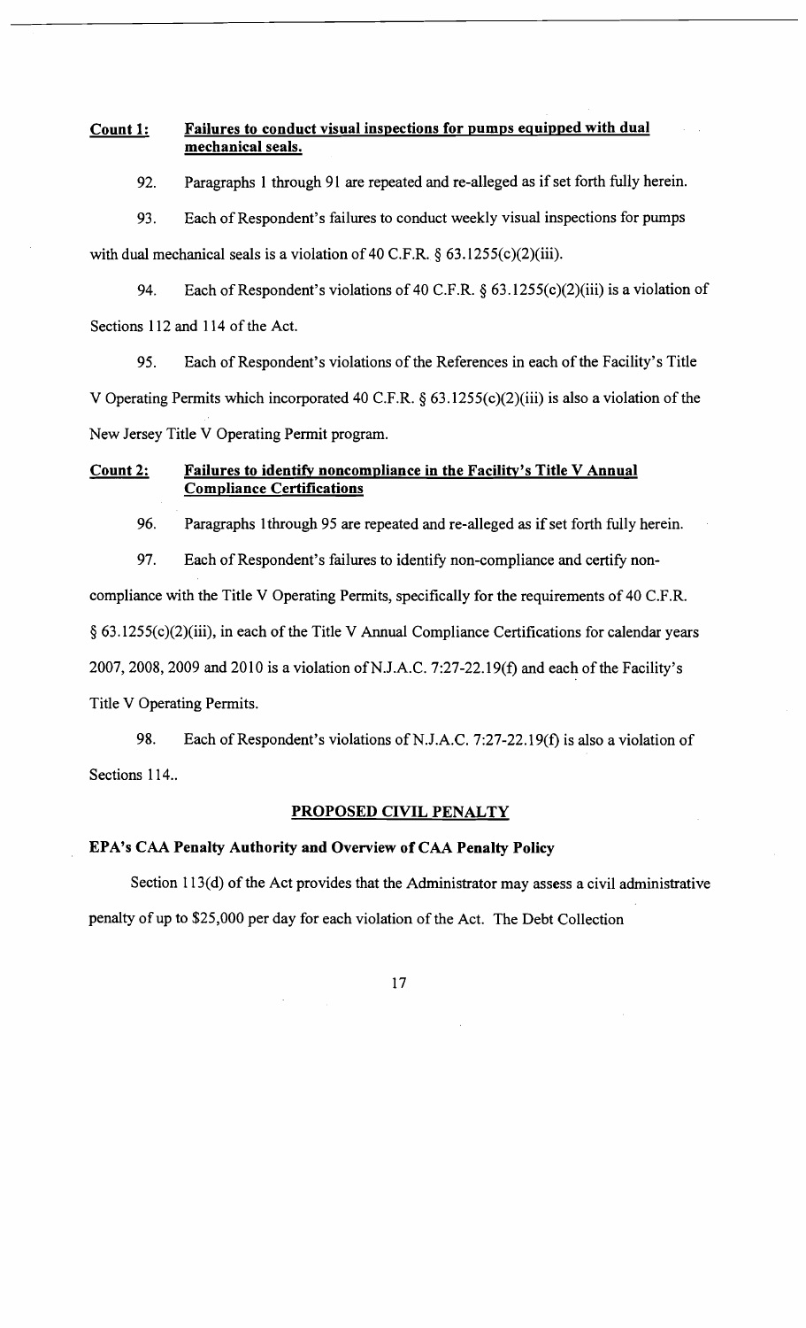**<u>Count 1:</u>** **<u>Failures to conduct visual inspections for pumps equipped with dual mechanical seals.</u>**

92. Paragraphs 1 through 91 are repeated and re-alleged as if set forth fully herein.

93. Each of Respondent's failures to conduct weekly visual inspections for pumps with dual mechanical seals is a violation of 40 C.F.R. § 63.1255(c)(2)(iii).

94. Each of Respondent's violations of 40 C.F.R. § 63.1255(c)(2)(iii) is a violation of Sections 112 and 114 of the Act.

95. Each of Respondent's violations of the References in each of the Facility's Title V Operating Permits which incorporated 40 C.F.R. § 63.1255(c)(2)(iii) is also a violation of the New Jersey Title V Operating Permit program.

**<u>Count 2:</u>** **<u>Failures to identify noncompliance in the Facility's Title V Annual Compliance Certifications</u>**

96. Paragraphs 1through 95 are repeated and re-alleged as if set forth fully herein.

97. Each of Respondent's failures to identify non-compliance and certify non-compliance with the Title V Operating Permits, specifically for the requirements of 40 C.F.R. § 63.1255(c)(2)(iii), in each of the Title V Annual Compliance Certifications for calendar years 2007, 2008, 2009 and 2010 is a violation of N.J.A.C. 7:27-22.19(f) and each of the Facility's Title V Operating Permits.

98. Each of Respondent's violations of N.J.A.C. 7:27-22.19(f) is also a violation of Sections 114..

## <u>PROPOSED CIVIL PENALTY</u>

### EPA's CAA Penalty Authority and Overview of CAA Penalty Policy

Section 113(d) of the Act provides that the Administrator may assess a civil administrative penalty of up to $25,000 per day for each violation of the Act. The Debt Collection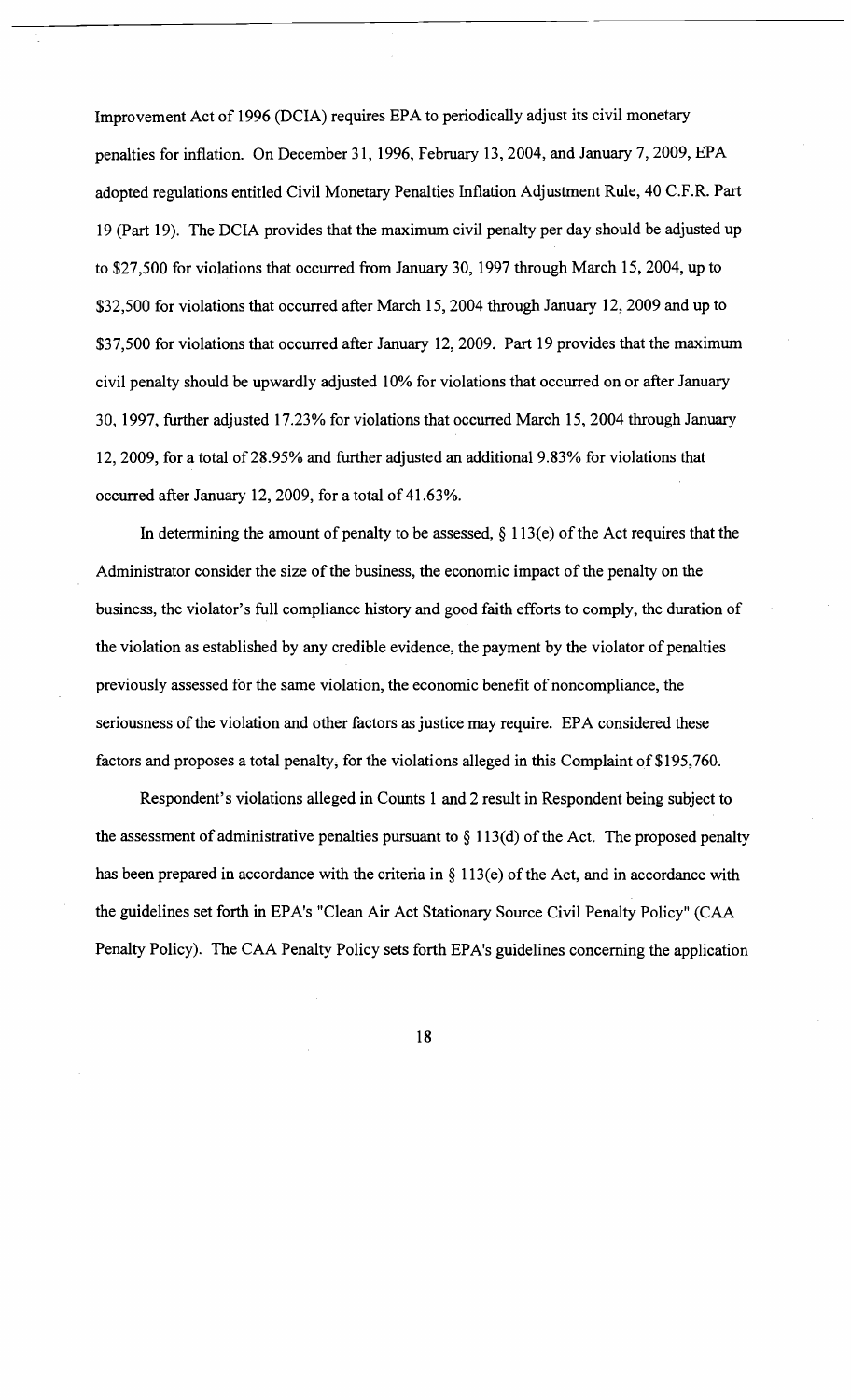Improvement Act of 1996 (DCIA) requires EPA to periodically adjust its civil monetary penalties for inflation. On December 31, 1996, February 13, 2004, and January 7, 2009, EPA adopted regulations entitled Civil Monetary Penalties Inflation Adjustment Rule, 40 C.F.R. Part 19 (Part 19). The DCIA provides that the maximum civil penalty per day should be adjusted up to $27,500 for violations that occurred from January 30, 1997 through March 15, 2004, up to $32,500 for violations that occurred after March 15, 2004 through January 12, 2009 and up to $37,500 for violations that occurred after January 12, 2009. Part 19 provides that the maximum civil penalty should be upwardly adjusted 10% for violations that occurred on or after January 30, 1997, further adjusted 17.23% for violations that occurred March 15, 2004 through January 12, 2009, for a total of 28.95% and further adjusted an additional 9.83% for violations that occurred after January 12, 2009, for a total of 41.63%.

In determining the amount of penalty to be assessed, § 113(e) of the Act requires that the Administrator consider the size of the business, the economic impact of the penalty on the business, the violator's full compliance history and good faith efforts to comply, the duration of the violation as established by any credible evidence, the payment by the violator of penalties previously assessed for the same violation, the economic benefit of noncompliance, the seriousness of the violation and other factors as justice may require. EPA considered these factors and proposes a total penalty, for the violations alleged in this Complaint of $195,760.

Respondent's violations alleged in Counts 1 and 2 result in Respondent being subject to the assessment of administrative penalties pursuant to § 113(d) of the Act. The proposed penalty has been prepared in accordance with the criteria in § 113(e) of the Act, and in accordance with the guidelines set forth in EPA's "Clean Air Act Stationary Source Civil Penalty Policy" (CAA Penalty Policy). The CAA Penalty Policy sets forth EPA's guidelines concerning the application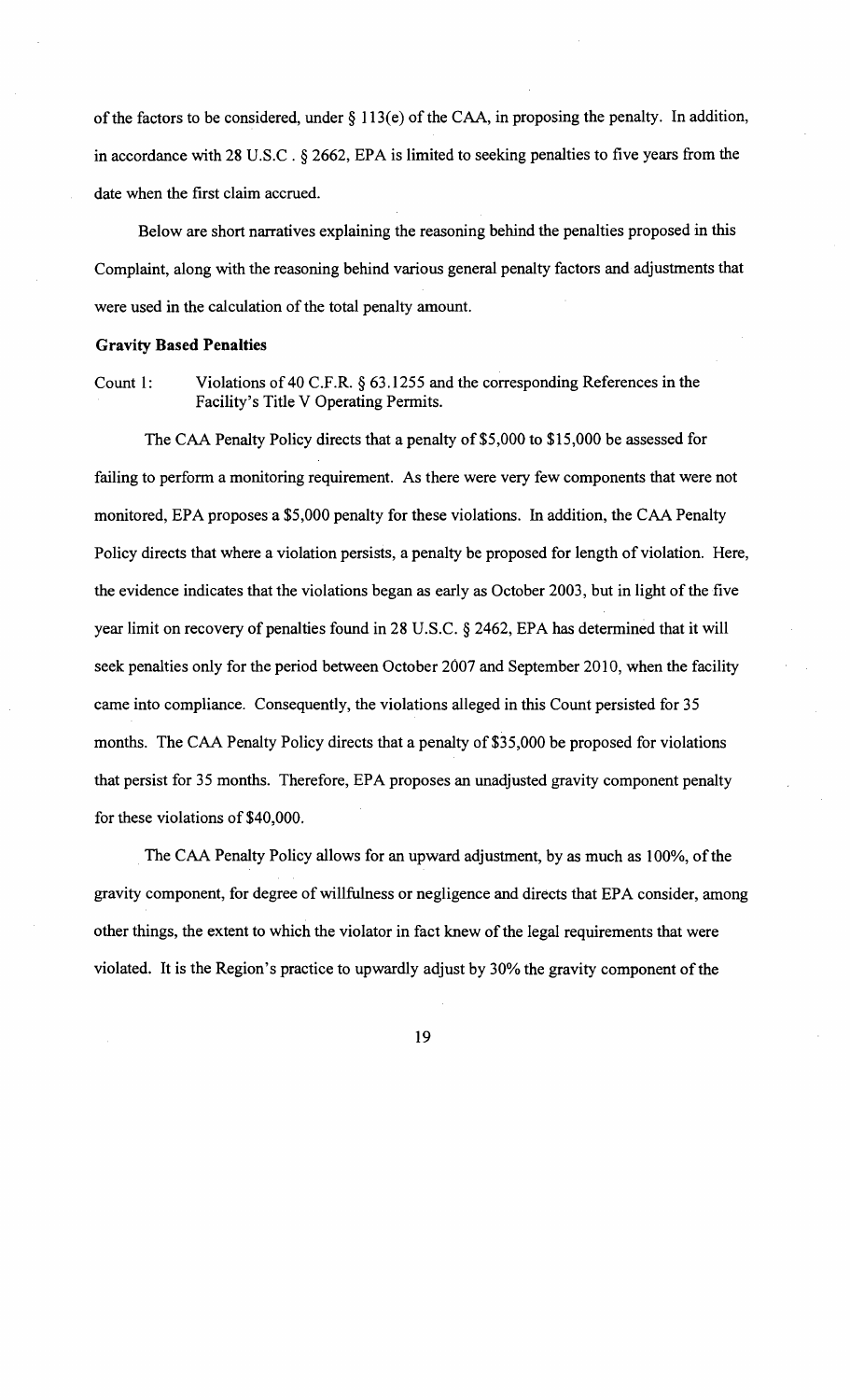of the factors to be considered, under § 113(e) of the CAA, in proposing the penalty. In addition, in accordance with 28 U.S.C . § 2662, EPA is limited to seeking penalties to five years from the date when the first claim accrued.

Below are short narratives explaining the reasoning behind the penalties proposed in this Complaint, along with the reasoning behind various general penalty factors and adjustments that were used in the calculation of the total penalty amount.

**Gravity Based Penalties**

Count 1: Violations of 40 C.F.R. § 63.1255 and the corresponding References in the Facility's Title V Operating Permits.

The CAA Penalty Policy directs that a penalty of $5,000 to $15,000 be assessed for failing to perform a monitoring requirement. As there were very few components that were not monitored, EPA proposes a $5,000 penalty for these violations. In addition, the CAA Penalty Policy directs that where a violation persists, a penalty be proposed for length of violation. Here, the evidence indicates that the violations began as early as October 2003, but in light of the five year limit on recovery of penalties found in 28 U.S.C. § 2462, EPA has determined that it will seek penalties only for the period between October 2007 and September 2010, when the facility came into compliance. Consequently, the violations alleged in this Count persisted for 35 months. The CAA Penalty Policy directs that a penalty of $35,000 be proposed for violations that persist for 35 months. Therefore, EPA proposes an unadjusted gravity component penalty for these violations of $40,000.

The CAA Penalty Policy allows for an upward adjustment, by as much as 100%, of the gravity component, for degree of willfulness or negligence and directs that EPA consider, among other things, the extent to which the violator in fact knew of the legal requirements that were violated. It is the Region's practice to upwardly adjust by 30% the gravity component of the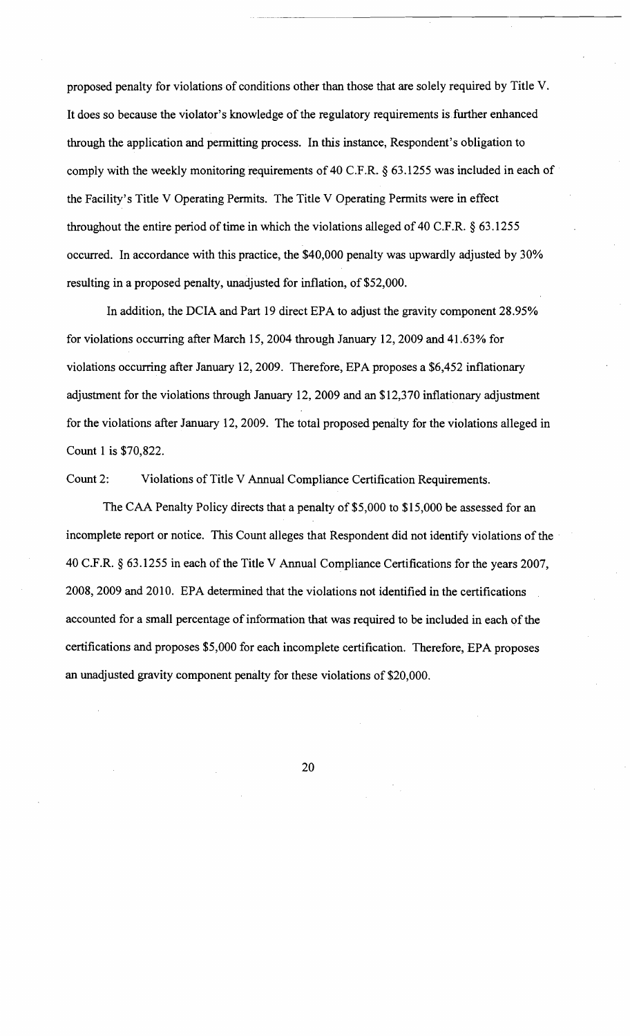proposed penalty for violations of conditions other than those that are solely required by Title V. It does so because the violator's knowledge of the regulatory requirements is further enhanced through the application and permitting process. In this instance, Respondent's obligation to comply with the weekly monitoring requirements of 40 C.F.R. § 63.1255 was included in each of the Facility's Title V Operating Permits. The Title V Operating Permits were in effect throughout the entire period of time in which the violations alleged of 40 C.F.R. § 63.1255 occurred. In accordance with this practice, the $40,000 penalty was upwardly adjusted by 30% resulting in a proposed penalty, unadjusted for inflation, of $52,000.

In addition, the DCIA and Part 19 direct EPA to adjust the gravity component 28.95% for violations occurring after March 15, 2004 through January 12, 2009 and 41.63% for violations occurring after January 12, 2009. Therefore, EPA proposes a $6,452 inflationary adjustment for the violations through January 12, 2009 and an $12,370 inflationary adjustment for the violations after January 12, 2009. The total proposed penalty for the violations alleged in Count 1 is $70,822.

Count 2: Violations of Title V Annual Compliance Certification Requirements.

The CAA Penalty Policy directs that a penalty of $5,000 to $15,000 be assessed for an incomplete report or notice. This Count alleges that Respondent did not identify violations of the 40 C.F.R. § 63.1255 in each of the Title V Annual Compliance Certifications for the years 2007, 2008, 2009 and 2010. EPA determined that the violations not identified in the certifications accounted for a small percentage of information that was required to be included in each of the certifications and proposes $5,000 for each incomplete certification. Therefore, EPA proposes an unadjusted gravity component penalty for these violations of $20,000.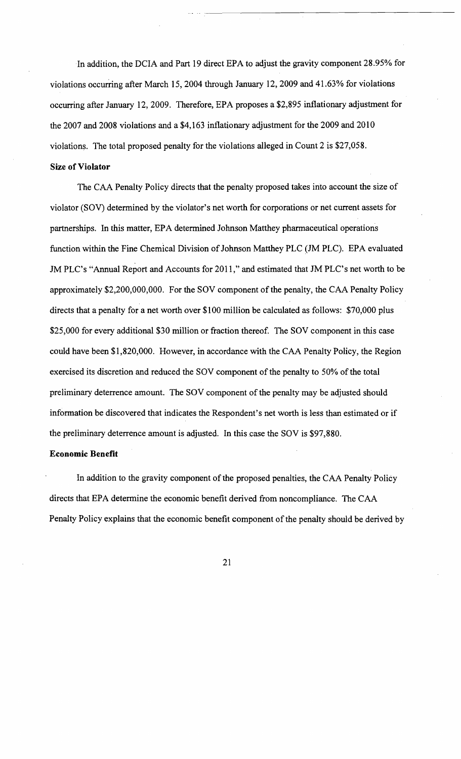In addition, the DCIA and Part 19 direct EPA to adjust the gravity component 28.95% for violations occurring after March 15, 2004 through January 12, 2009 and 41.63% for violations occurring after January 12, 2009. Therefore, EPA proposes a $2,895 inflationary adjustment for the 2007 and 2008 violations and a $4,163 inflationary adjustment for the 2009 and 2010 violations. The total proposed penalty for the violations alleged in Count 2 is $27,058.

**Size of Violator**

The CAA Penalty Policy directs that the penalty proposed takes into account the size of violator (SOV) determined by the violator's net worth for corporations or net current assets for partnerships. In this matter, EPA determined Johnson Matthey pharmaceutical operations function within the Fine Chemical Division of Johnson Matthey PLC (JM PLC). EPA evaluated JM PLC's "Annual Report and Accounts for 2011," and estimated that JM PLC's net worth to be approximately $2,200,000,000. For the SOV component of the penalty, the CAA Penalty Policy directs that a penalty for a net worth over $100 million be calculated as follows: $70,000 plus $25,000 for every additional $30 million or fraction thereof. The SOV component in this case could have been $1,820,000. However, in accordance with the CAA Penalty Policy, the Region exercised its discretion and reduced the SOV component of the penalty to 50% of the total preliminary deterrence amount. The SOV component of the penalty may be adjusted should information be discovered that indicates the Respondent's net worth is less than estimated or if the preliminary deterrence amount is adjusted. In this case the SOV is $97,880.

**Economic Benefit**

In addition to the gravity component of the proposed penalties, the CAA Penalty Policy directs that EPA determine the economic benefit derived from noncompliance. The CAA Penalty Policy explains that the economic benefit component of the penalty should be derived by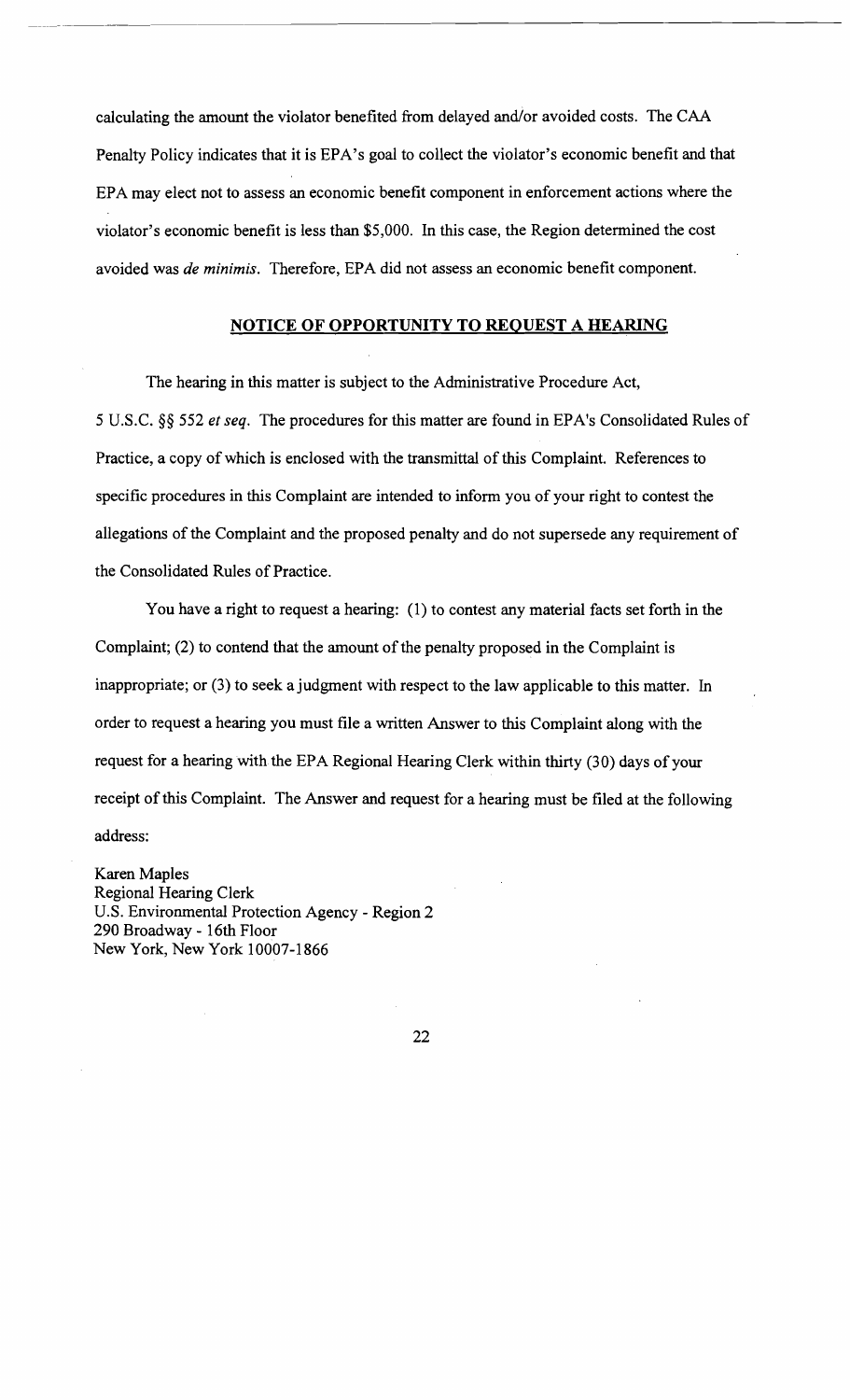calculating the amount the violator benefited from delayed and/or avoided costs. The CAA Penalty Policy indicates that it is EPA's goal to collect the violator's economic benefit and that EPA may elect not to assess an economic benefit component in enforcement actions where the violator's economic benefit is less than $5,000. In this case, the Region determined the cost avoided was *de minimis*. Therefore, EPA did not assess an economic benefit component.

## NOTICE OF OPPORTUNITY TO REQUEST A HEARING

The hearing in this matter is subject to the Administrative Procedure Act, 5 U.S.C. §§ 552 *et seq*. The procedures for this matter are found in EPA's Consolidated Rules of Practice, a copy of which is enclosed with the transmittal of this Complaint. References to specific procedures in this Complaint are intended to inform you of your right to contest the allegations of the Complaint and the proposed penalty and do not supersede any requirement of the Consolidated Rules of Practice.

You have a right to request a hearing: (1) to contest any material facts set forth in the Complaint; (2) to contend that the amount of the penalty proposed in the Complaint is inappropriate; or (3) to seek a judgment with respect to the law applicable to this matter. In order to request a hearing you must file a written Answer to this Complaint along with the request for a hearing with the EPA Regional Hearing Clerk within thirty (30) days of your receipt of this Complaint. The Answer and request for a hearing must be filed at the following address:

Karen Maples
Regional Hearing Clerk
U.S. Environmental Protection Agency - Region 2
290 Broadway - 16th Floor
New York, New York 10007-1866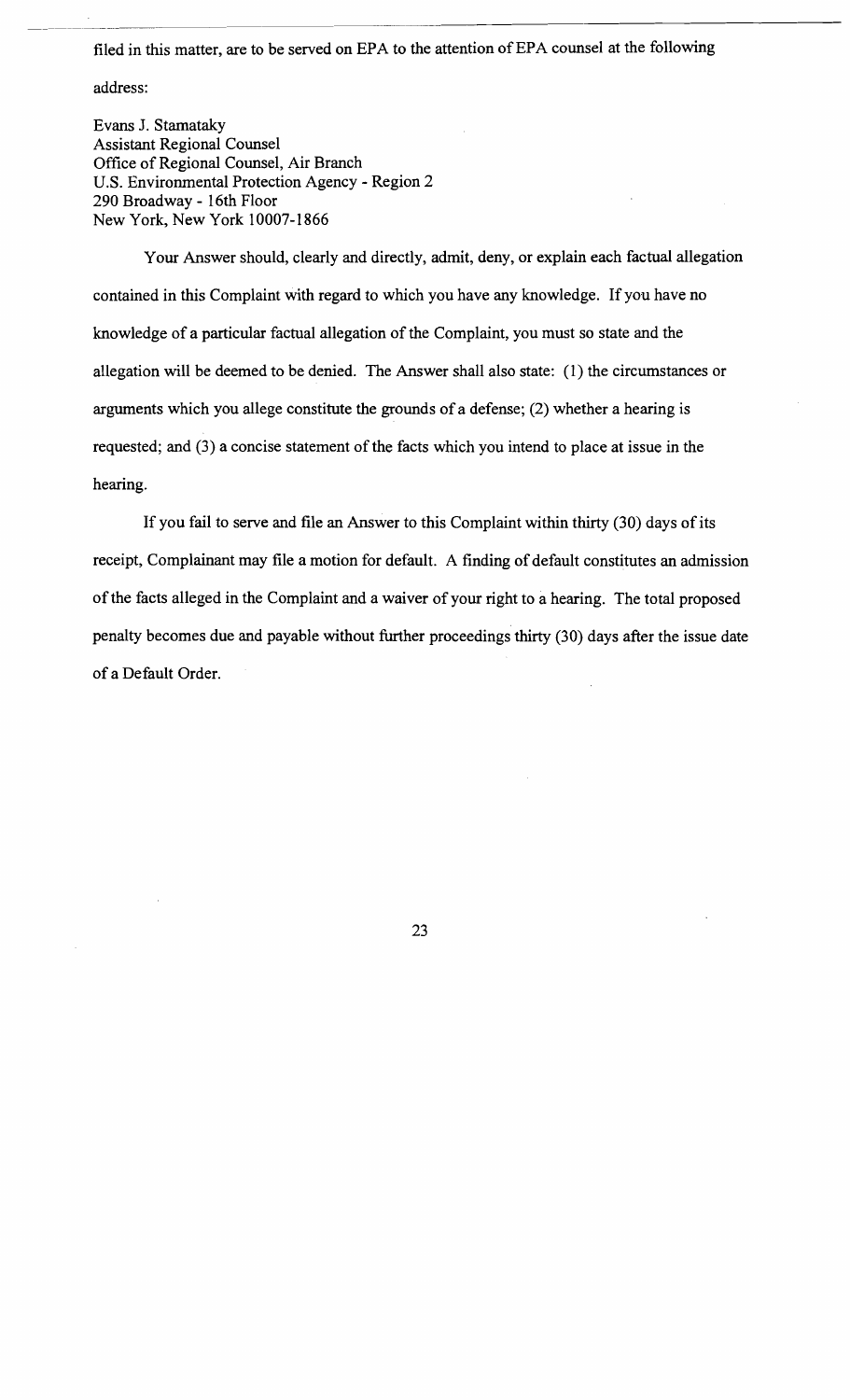filed in this matter, are to be served on EPA to the attention of EPA counsel at the following address:

Evans J. Stamataky
Assistant Regional Counsel
Office of Regional Counsel, Air Branch
U.S. Environmental Protection Agency - Region 2
290 Broadway - 16th Floor
New York, New York 10007-1866

Your Answer should, clearly and directly, admit, deny, or explain each factual allegation contained in this Complaint with regard to which you have any knowledge. If you have no knowledge of a particular factual allegation of the Complaint, you must so state and the allegation will be deemed to be denied. The Answer shall also state: (1) the circumstances or arguments which you allege constitute the grounds of a defense; (2) whether a hearing is requested; and (3) a concise statement of the facts which you intend to place at issue in the hearing.

If you fail to serve and file an Answer to this Complaint within thirty (30) days of its receipt, Complainant may file a motion for default. A finding of default constitutes an admission of the facts alleged in the Complaint and a waiver of your right to a hearing. The total proposed penalty becomes due and payable without further proceedings thirty (30) days after the issue date of a Default Order.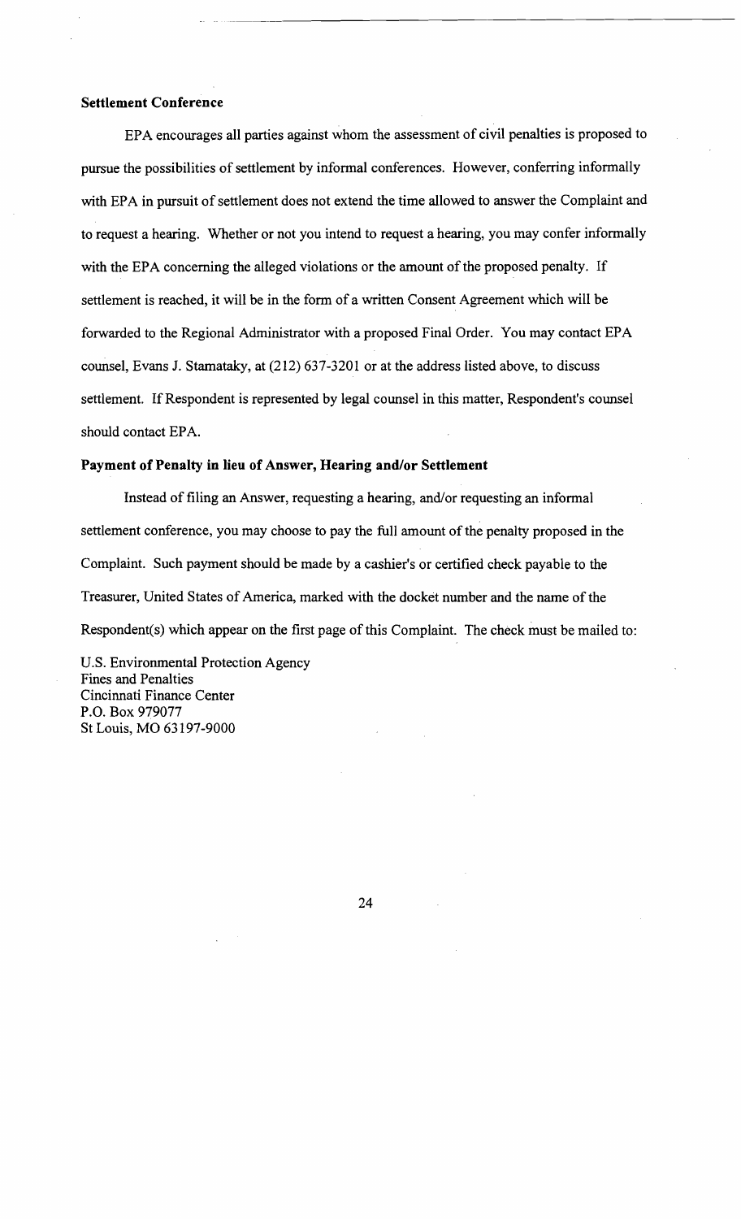### Settlement Conference

EPA encourages all parties against whom the assessment of civil penalties is proposed to pursue the possibilities of settlement by informal conferences. However, conferring informally with EPA in pursuit of settlement does not extend the time allowed to answer the Complaint and to request a hearing. Whether or not you intend to request a hearing, you may confer informally with the EPA concerning the alleged violations or the amount of the proposed penalty. If settlement is reached, it will be in the form of a written Consent Agreement which will be forwarded to the Regional Administrator with a proposed Final Order. You may contact EPA counsel, Evans J. Stamataky, at (212) 637-3201 or at the address listed above, to discuss settlement. If Respondent is represented by legal counsel in this matter, Respondent's counsel should contact EPA.

### Payment of Penalty in lieu of Answer, Hearing and/or Settlement

Instead of filing an Answer, requesting a hearing, and/or requesting an informal settlement conference, you may choose to pay the full amount of the penalty proposed in the Complaint. Such payment should be made by a cashier's or certified check payable to the Treasurer, United States of America, marked with the docket number and the name of the Respondent(s) which appear on the first page of this Complaint. The check must be mailed to:

U.S. Environmental Protection Agency
Fines and Penalties
Cincinnati Finance Center
P.O. Box 979077
St Louis, MO 63197-9000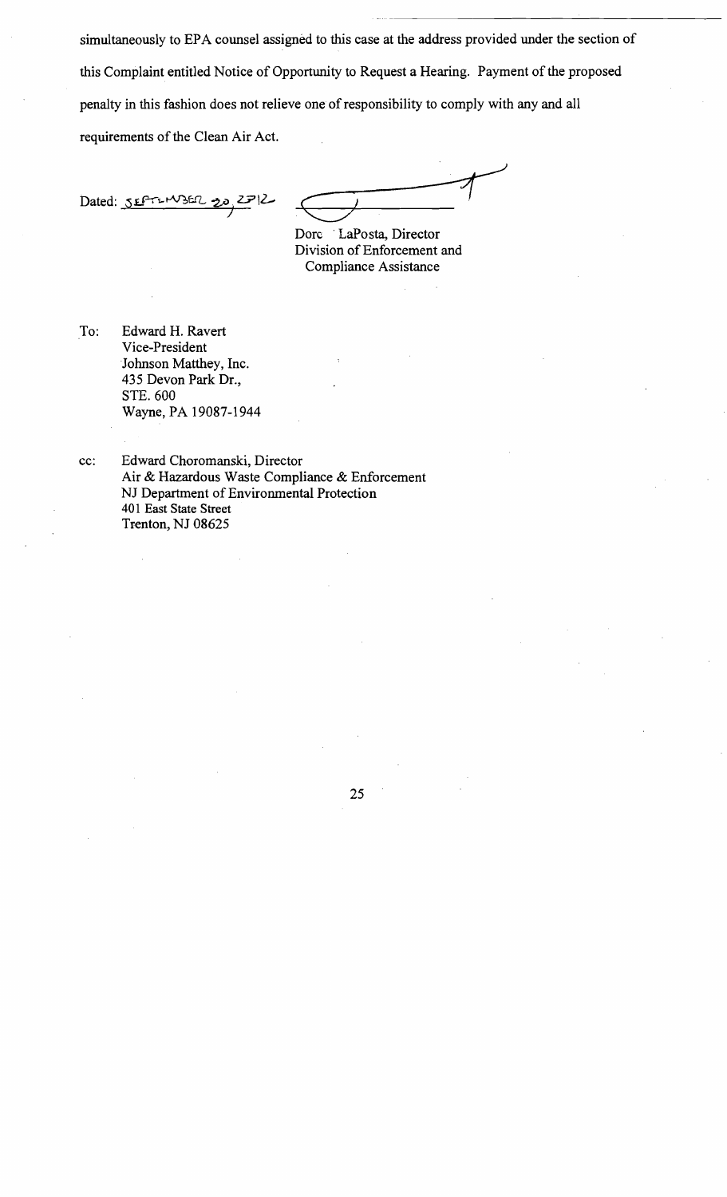simultaneously to EPA counsel assigned to this case at the address provided under the section of this Complaint entitled Notice of Opportunity to Request a Hearing. Payment of the proposed penalty in this fashion does not relieve one of responsibility to comply with any and all requirements of the Clean Air Act.

Dated: SEPTEMBER 20, 2012

Dore LaPosta, Director  
Division of Enforcement and  
Compliance Assistance

To: Edward H. Ravert  
Vice-President  
Johnson Matthey, Inc.  
435 Devon Park Dr.,  
STE. 600  
Wayne, PA 19087-1944

cc: Edward Choromanski, Director  
Air & Hazardous Waste Compliance & Enforcement  
NJ Department of Environmental Protection  
401 East State Street  
Trenton, NJ 08625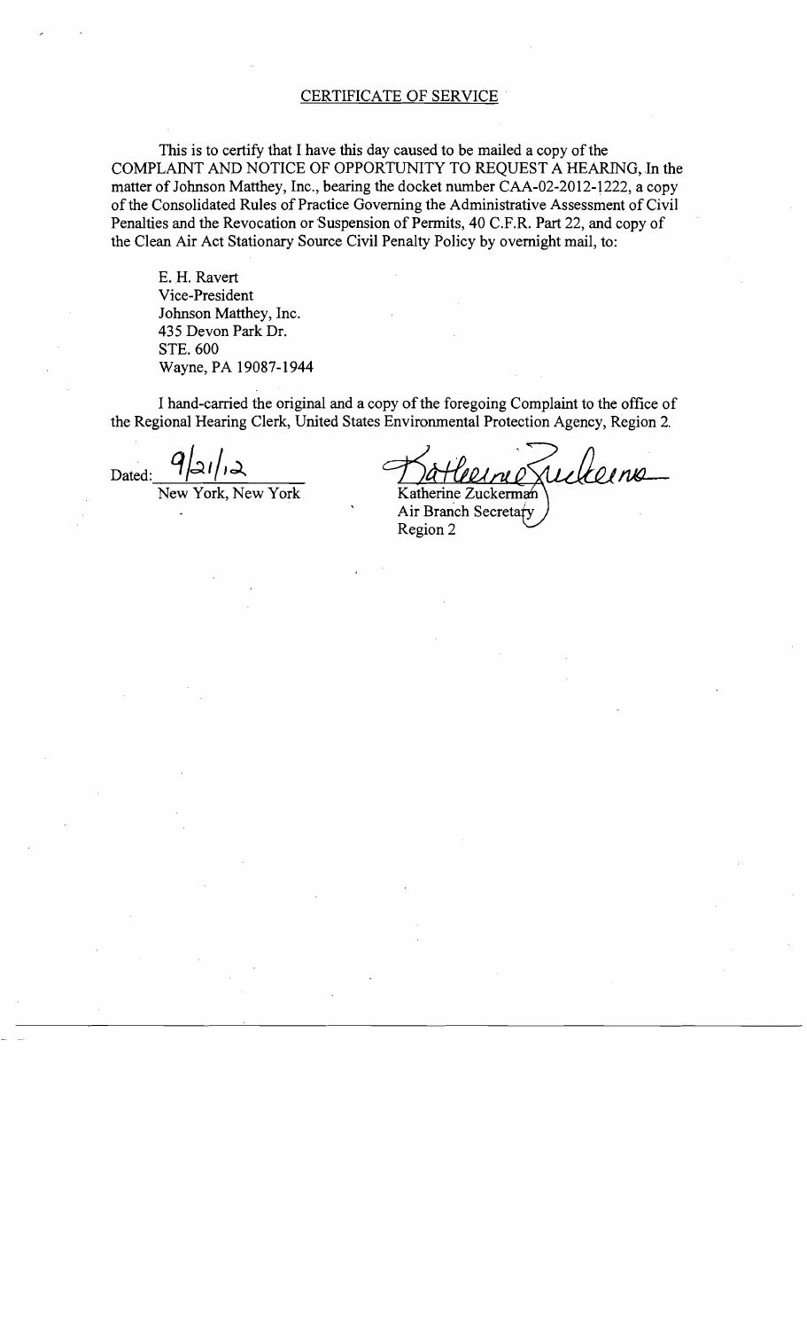## CERTIFICATE OF SERVICE

This is to certify that I have this day caused to be mailed a copy of the COMPLAINT AND NOTICE OF OPPORTUNITY TO REQUEST A HEARING, In the matter of Johnson Matthey, Inc., bearing the docket number CAA-02-2012-1222, a copy of the Consolidated Rules of Practice Governing the Administrative Assessment of Civil Penalties and the Revocation or Suspension of Permits, 40 C.F.R. Part 22, and copy of the Clean Air Act Stationary Source Civil Penalty Policy by overnight mail, to:

E. H. Ravert  
Vice-President  
Johnson Matthey, Inc.  
435 Devon Park Dr.  
STE. 600  
Wayne, PA 19087-1944

I hand-carried the original and a copy of the foregoing Complaint to the office of the Regional Hearing Clerk, United States Environmental Protection Agency, Region 2.

Dated: 9/21/12  
New York, New York

Katherine Zuckerman  
Air Branch Secretary  
Region 2